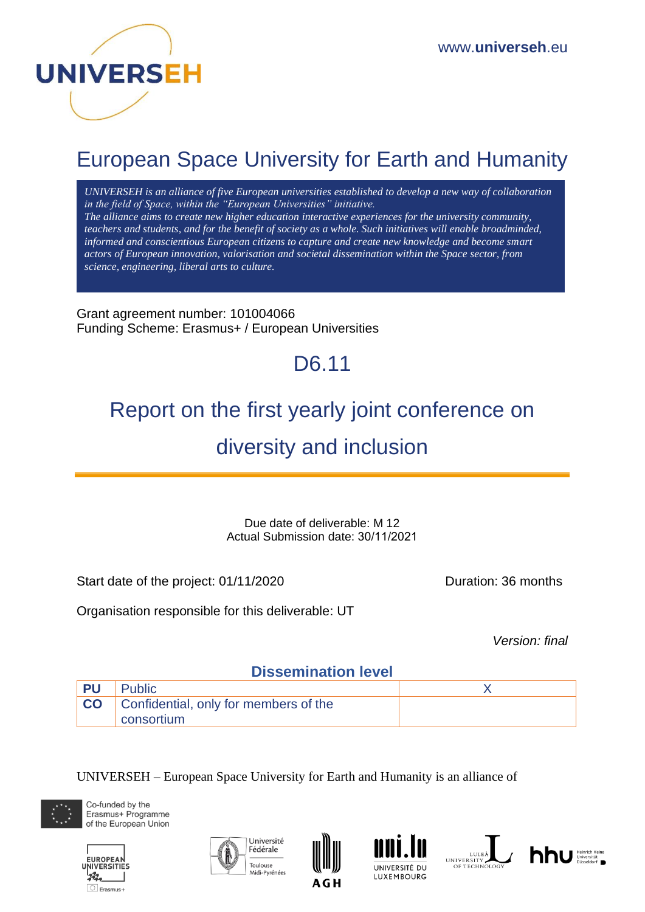UNIVERSEH

www.universeh.eu

# European Space University for Earth and Humanity

*UNIVERSEH is an alliance of five European universities established to develop a new way of collaboration in the field of Space, within the "European Universities" initiative.*
*The alliance aims to create new higher education interactive experiences for the university community, teachers and students, and for the benefit of society as a whole. Such initiatives will enable broadminded, informed and conscientious European citizens to capture and create new knowledge and become smart actors of European innovation, valorisation and societal dissemination within the Space sector, from science, engineering, liberal arts to culture.*

Grant agreement number: 101004066
Funding Scheme: Erasmus+ / European Universities

## D6.11

# Report on the first yearly joint conference on diversity and inclusion

Due date of deliverable: M 12
Actual Submission date: 30/11/2021

Start date of the project: 01/11/2020

Duration: 36 months

Organisation responsible for this deliverable: UT

*Version: final*

**Dissemination level**

| | | |
|---|---|---|
| **PU** | Public | X |
| **CO** | Confidential, only for members of the consortium | |

UNIVERSEH – European Space University for Earth and Humanity is an alliance of

Co-funded by the Erasmus+ Programme of the European Union

European Universities Erasmus+ · Université Fédérale Toulouse Midi-Pyrénées · AGH · Université du Luxembourg · Luleå University of Technology · hhu Heinrich Heine Universität Düsseldorf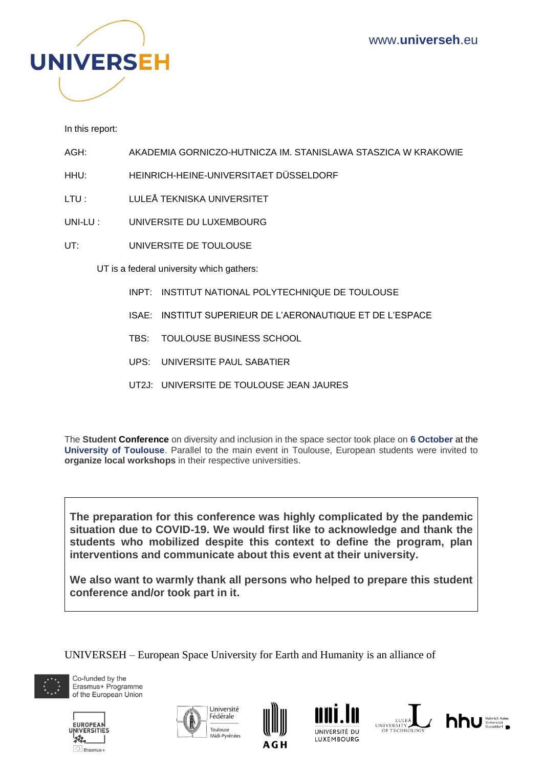www.**universeh**.eu

In this report:

AGH: AKADEMIA GORNICZO-HUTNICZA IM. STANISLAWA STASZICA W KRAKOWIE

HHU: HEINRICH-HEINE-UNIVERSITAET DÜSSELDORF

LTU : LULEÅ TEKNISKA UNIVERSITET

UNI-LU : UNIVERSITE DU LUXEMBOURG

UT: UNIVERSITE DE TOULOUSE

UT is a federal university which gathers:

- INPT: INSTITUT NATIONAL POLYTECHNIQUE DE TOULOUSE
- ISAE: INSTITUT SUPERIEUR DE L'AERONAUTIQUE ET DE L'ESPACE
- TBS: TOULOUSE BUSINESS SCHOOL
- UPS: UNIVERSITE PAUL SABATIER
- UT2J: UNIVERSITE DE TOULOUSE JEAN JAURES

The **Student Conference** on diversity and inclusion in the space sector took place on **6 October** at the **University of Toulouse**. Parallel to the main event in Toulouse, European students were invited to **organize local workshops** in their respective universities.

**The preparation for this conference was highly complicated by the pandemic situation due to COVID-19. We would first like to acknowledge and thank the students who mobilized despite this context to define the program, plan interventions and communicate about this event at their university.**

**We also want to warmly thank all persons who helped to prepare this student conference and/or took part in it.**

UNIVERSEH – European Space University for Earth and Humanity is an alliance of

Co-funded by the Erasmus+ Programme of the European Union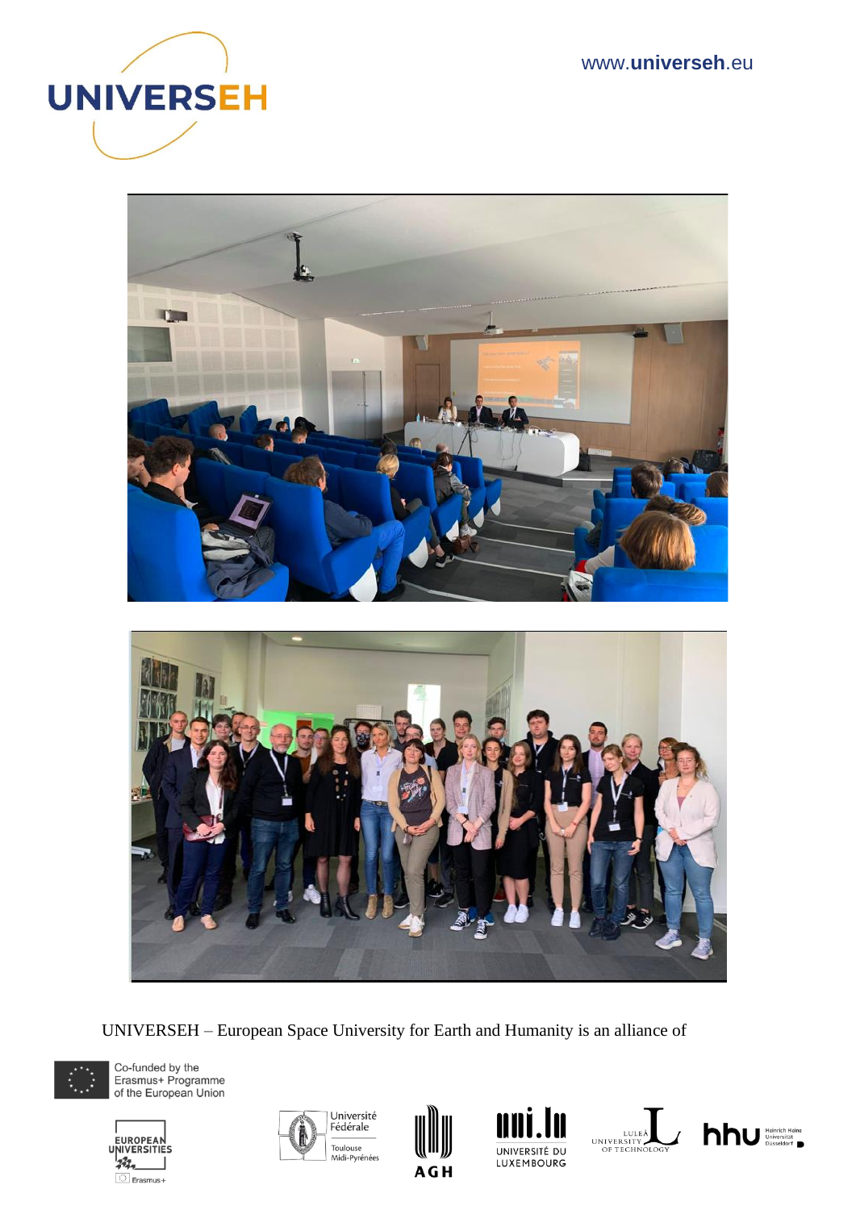UNIVERSEH – European Space University for Earth and Humanity is an alliance of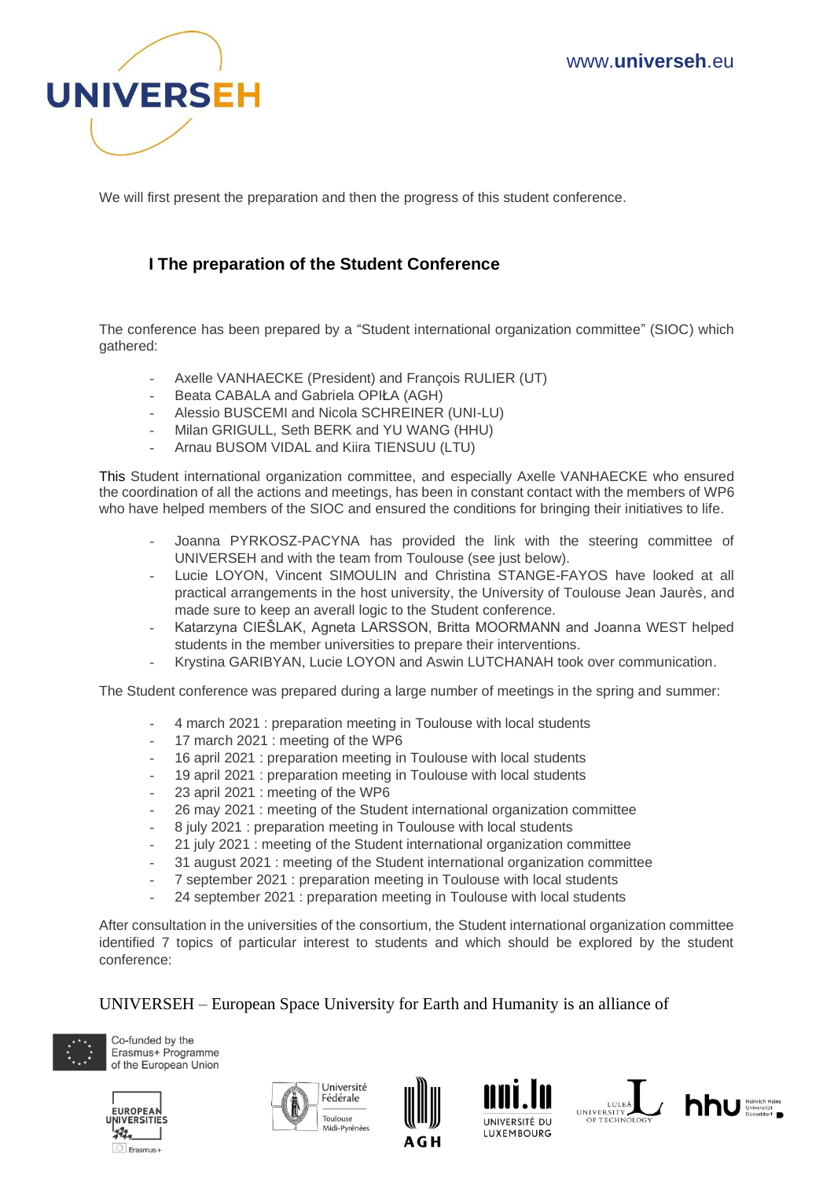We will first present the preparation and then the progress of this student conference.

## I The preparation of the Student Conference

The conference has been prepared by a "Student international organization committee" (SIOC) which gathered:

- Axelle VANHAECKE (President) and François RULIER (UT)
- Beata CABALA and Gabriela OPIŁA (AGH)
- Alessio BUSCEMI and Nicola SCHREINER (UNI-LU)
- Milan GRIGULL, Seth BERK and YU WANG (HHU)
- Arnau BUSOM VIDAL and Kiira TIENSUU (LTU)

This Student international organization committee, and especially Axelle VANHAECKE who ensured the coordination of all the actions and meetings, has been in constant contact with the members of WP6 who have helped members of the SIOC and ensured the conditions for bringing their initiatives to life.

- Joanna PYRKOSZ-PACYNA has provided the link with the steering committee of UNIVERSEH and with the team from Toulouse (see just below).
- Lucie LOYON, Vincent SIMOULIN and Christina STANGE-FAYOS have looked at all practical arrangements in the host university, the University of Toulouse Jean Jaurès, and made sure to keep an averall logic to the Student conference.
- Katarzyna CIEŠLAK, Agneta LARSSON, Britta MOORMANN and Joanna WEST helped students in the member universities to prepare their interventions.
- Krystina GARIBYAN, Lucie LOYON and Aswin LUTCHANAH took over communication.

The Student conference was prepared during a large number of meetings in the spring and summer:

- 4 march 2021 : preparation meeting in Toulouse with local students
- 17 march 2021 : meeting of the WP6
- 16 april 2021 : preparation meeting in Toulouse with local students
- 19 april 2021 : preparation meeting in Toulouse with local students
- 23 april 2021 : meeting of the WP6
- 26 may 2021 : meeting of the Student international organization committee
- 8 july 2021 : preparation meeting in Toulouse with local students
- 21 july 2021 : meeting of the Student international organization committee
- 31 august 2021 : meeting of the Student international organization committee
- 7 september 2021 : preparation meeting in Toulouse with local students
- 24 september 2021 : preparation meeting in Toulouse with local students

After consultation in the universities of the consortium, the Student international organization committee identified 7 topics of particular interest to students and which should be explored by the student conference: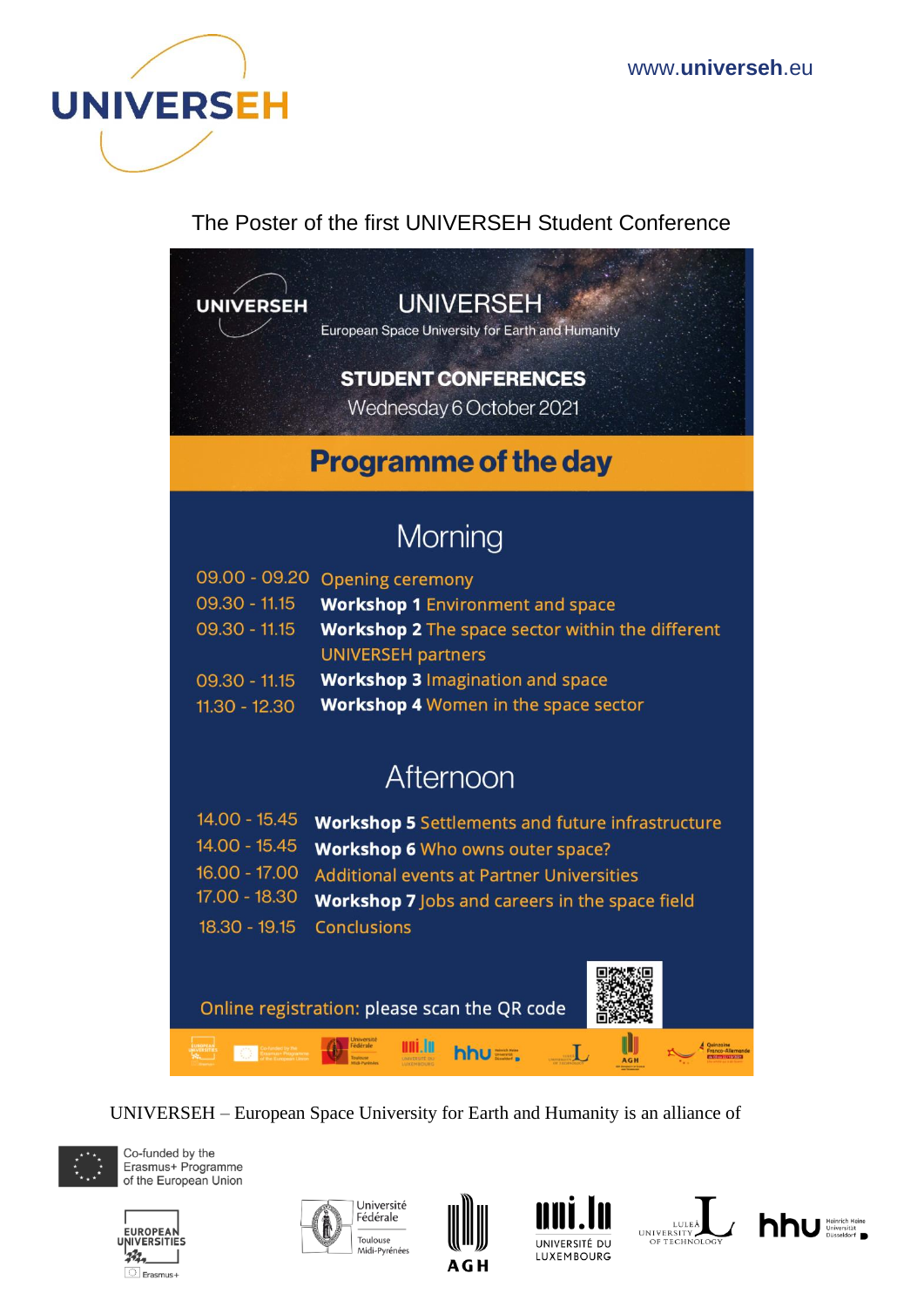The Poster of the first UNIVERSEH Student Conference

# UNIVERSEH

European Space University for Earth and Humanity

## STUDENT CONFERENCES

Wednesday 6 October 2021

## Programme of the day

### Morning

| | |
|---|---|
| 09.00 - 09.20 | Opening ceremony |
| 09.30 - 11.15 | **Workshop 1** Environment and space |
| 09.30 - 11.15 | **Workshop 2** The space sector within the different UNIVERSEH partners |
| 09.30 - 11.15 | **Workshop 3** Imagination and space |
| 11.30 - 12.30 | **Workshop 4** Women in the space sector |

### Afternoon

| | |
|---|---|
| 14.00 - 15.45 | **Workshop 5** Settlements and future infrastructure |
| 14.00 - 15.45 | **Workshop 6** Who owns outer space? |
| 16.00 - 17.00 | Additional events at Partner Universities |
| 17.00 - 18.30 | **Workshop 7** Jobs and careers in the space field |
| 18.30 - 19.15 | Conclusions |

Online registration: please scan the QR code

UNIVERSEH – European Space University for Earth and Humanity is an alliance of

Co-funded by the Erasmus+ Programme of the European Union

European Universities · Université Fédérale Toulouse Midi-Pyrénées · AGH · Université du Luxembourg · Luleå University of Technology · hhu Heinrich Heine Universität Düsseldorf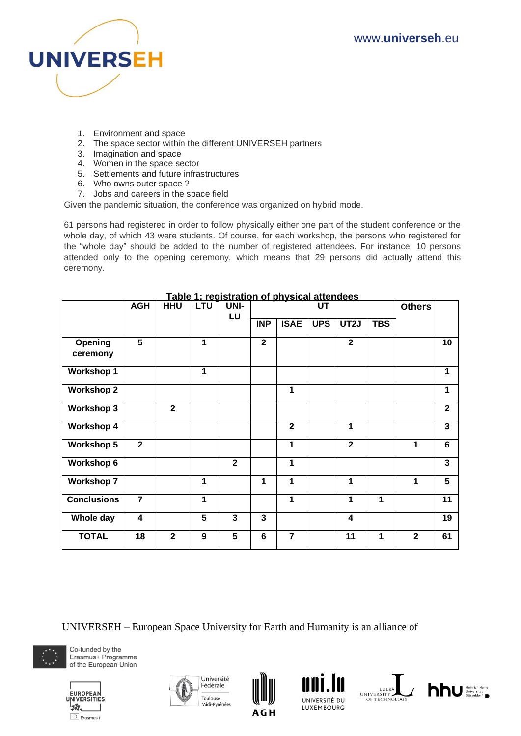1. Environment and space
2. The space sector within the different UNIVERSEH partners
3. Imagination and space
4. Women in the space sector
5. Settlements and future infrastructures
6. Who owns outer space ?
7. Jobs and careers in the space field

Given the pandemic situation, the conference was organized on hybrid mode.

61 persons had registered in order to follow physically either one part of the student conference or the whole day, of which 43 were students. Of course, for each workshop, the persons who registered for the "whole day" should be added to the number of registered attendees. For instance, 10 persons attended only to the opening ceremony, which means that 29 persons did actually attend this ceremony.

**Table 1: registration of physical attendees**

| | AGH | HHU | LTU | UNI-LU | UT | | | | | Others | |
|---|---|---|---|---|---|---|---|---|---|---|---|
| | | | | | INP | ISAE | UPS | UT2J | TBS | | |
| **Opening ceremony** | 5 | | 1 | | 2 | | | 2 | | | 10 |
| **Workshop 1** | | | 1 | | | | | | | | 1 |
| **Workshop 2** | | | | | | 1 | | | | | 1 |
| **Workshop 3** | | 2 | | | | | | | | | 2 |
| **Workshop 4** | | | | | | 2 | | 1 | | | 3 |
| **Workshop 5** | 2 | | | | | 1 | | 2 | | 1 | 6 |
| **Workshop 6** | | | | 2 | | 1 | | | | | 3 |
| **Workshop 7** | | | 1 | | 1 | 1 | | 1 | | 1 | 5 |
| **Conclusions** | 7 | | 1 | | | 1 | | 1 | 1 | | 11 |
| **Whole day** | 4 | | 5 | 3 | 3 | | | 4 | | | 19 |
| **TOTAL** | 18 | 2 | 9 | 5 | 6 | 7 | | 11 | 1 | 2 | 61 |

UNIVERSEH – European Space University for Earth and Humanity is an alliance of

Co-funded by the Erasmus+ Programme of the European Union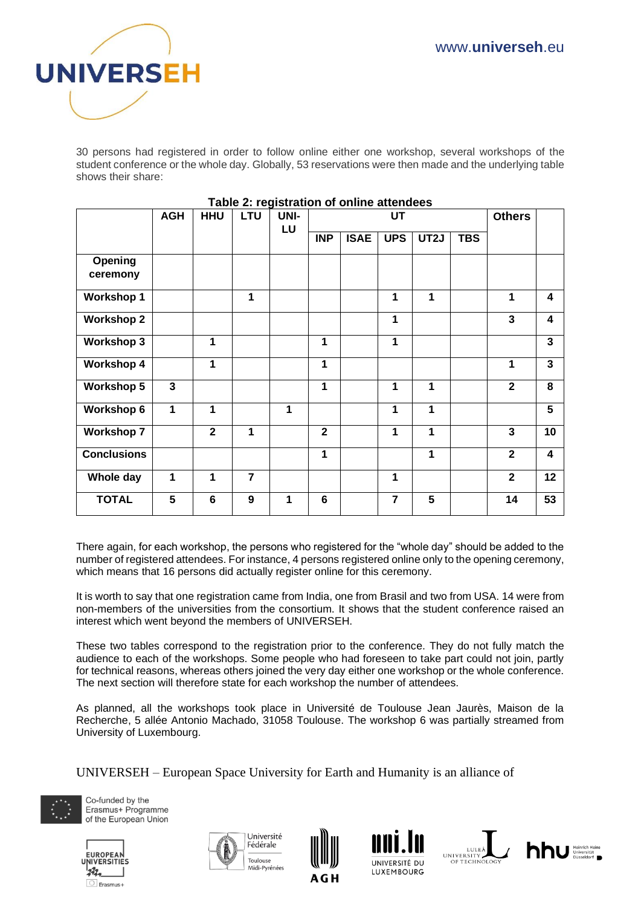30 persons had registered in order to follow online either one workshop, several workshops of the student conference or the whole day. Globally, 53 reservations were then made and the underlying table shows their share:

**Table 2: registration of online attendees**

| | AGH | HHU | LTU | UNI-LU | UT | | | | | Others | |
|---|---|---|---|---|---|---|---|---|---|---|---|
| | | | | | INP | ISAE | UPS | UT2J | TBS | | |
| **Opening ceremony** | | | | | | | | | | | |
| **Workshop 1** | | | 1 | | | | 1 | 1 | | 1 | 4 |
| **Workshop 2** | | | | | | | 1 | | | 3 | 4 |
| **Workshop 3** | | 1 | | | 1 | | 1 | | | | 3 |
| **Workshop 4** | | 1 | | | 1 | | | | | 1 | 3 |
| **Workshop 5** | 3 | | | | 1 | | 1 | 1 | | 2 | 8 |
| **Workshop 6** | 1 | 1 | | 1 | | | 1 | 1 | | | 5 |
| **Workshop 7** | | 2 | 1 | | 2 | | 1 | 1 | | 3 | 10 |
| **Conclusions** | | | | | 1 | | | 1 | | 2 | 4 |
| **Whole day** | 1 | 1 | 7 | | | | 1 | | | 2 | 12 |
| **TOTAL** | 5 | 6 | 9 | 1 | 6 | | 7 | 5 | | 14 | 53 |

There again, for each workshop, the persons who registered for the "whole day" should be added to the number of registered attendees. For instance, 4 persons registered online only to the opening ceremony, which means that 16 persons did actually register online for this ceremony.

It is worth to say that one registration came from India, one from Brasil and two from USA. 14 were from non-members of the universities from the consortium. It shows that the student conference raised an interest which went beyond the members of UNIVERSEH.

These two tables correspond to the registration prior to the conference. They do not fully match the audience to each of the workshops. Some people who had foreseen to take part could not join, partly for technical reasons, whereas others joined the very day either one workshop or the whole conference. The next section will therefore state for each workshop the number of attendees.

As planned, all the workshops took place in Université de Toulouse Jean Jaurès, Maison de la Recherche, 5 allée Antonio Machado, 31058 Toulouse. The workshop 6 was partially streamed from University of Luxembourg.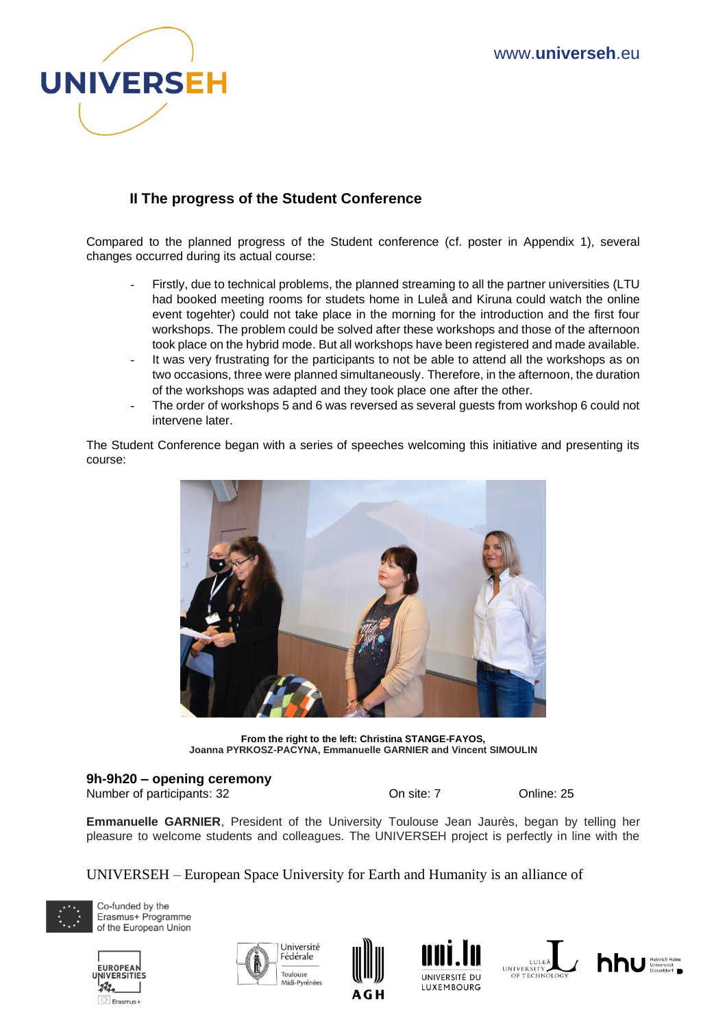## II The progress of the Student Conference

Compared to the planned progress of the Student conference (cf. poster in Appendix 1), several changes occurred during its actual course:

- Firstly, due to technical problems, the planned streaming to all the partner universities (LTU had booked meeting rooms for studets home in Luleå and Kiruna could watch the online event togehter) could not take place in the morning for the introduction and the first four workshops. The problem could be solved after these workshops and those of the afternoon took place on the hybrid mode. But all workshops have been registered and made available.
- It was very frustrating for the participants to not be able to attend all the workshops as on two occasions, three were planned simultaneously. Therefore, in the afternoon, the duration of the workshops was adapted and they took place one after the other.
- The order of workshops 5 and 6 was reversed as several guests from workshop 6 could not intervene later.

The Student Conference began with a series of speeches welcoming this initiative and presenting its course:

**From the right to the left: Christina STANGE-FAYOS, Joanna PYRKOSZ-PACYNA, Emmanuelle GARNIER and Vincent SIMOULIN**

**9h-9h20 – opening ceremony**

Number of participants: 32 On site: 7 Online: 25

**Emmanuelle GARNIER**, President of the University Toulouse Jean Jaurès, began by telling her pleasure to welcome students and colleagues. The UNIVERSEH project is perfectly in line with the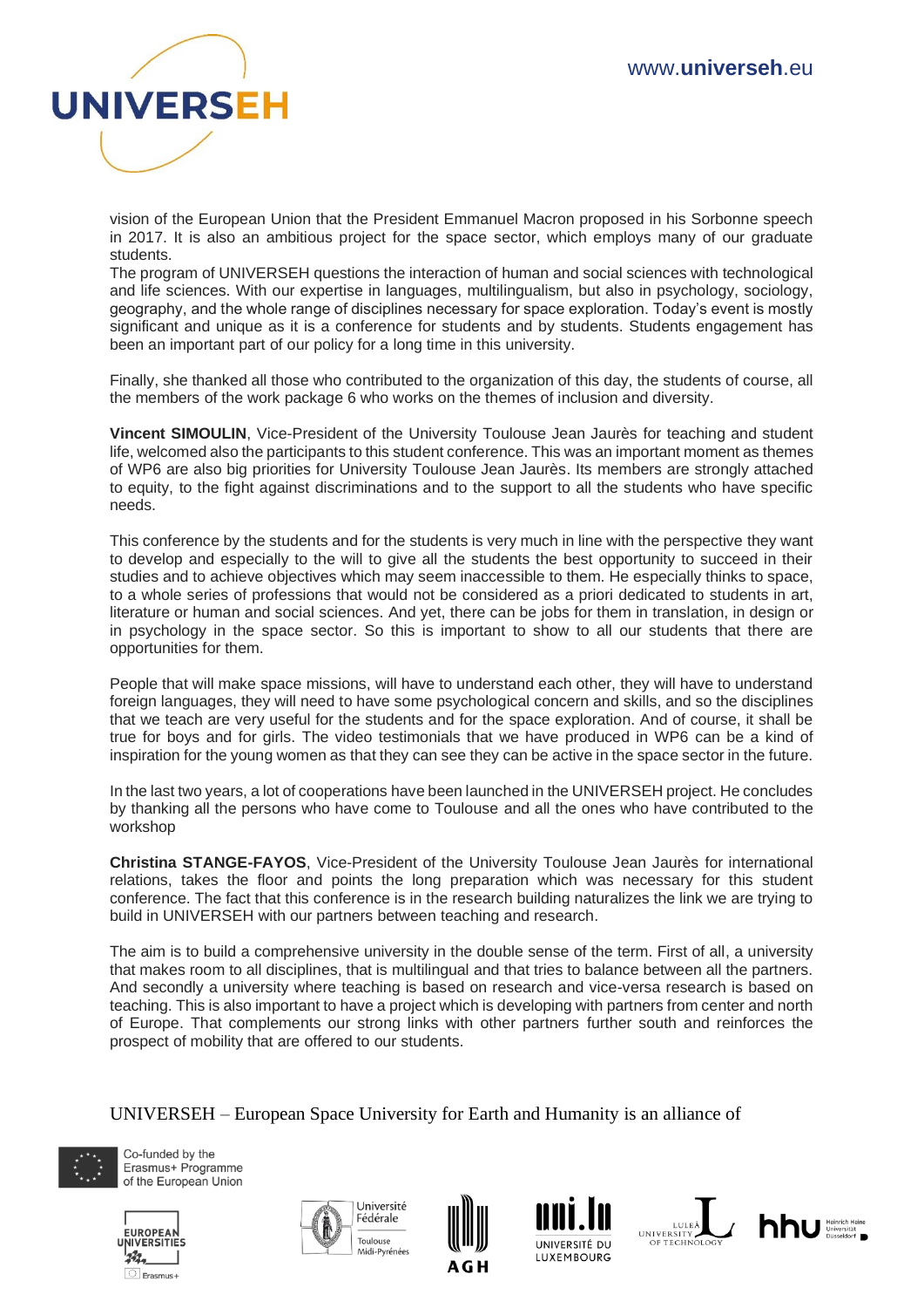vision of the European Union that the President Emmanuel Macron proposed in his Sorbonne speech in 2017. It is also an ambitious project for the space sector, which employs many of our graduate students.
The program of UNIVERSEH questions the interaction of human and social sciences with technological and life sciences. With our expertise in languages, multilingualism, but also in psychology, sociology, geography, and the whole range of disciplines necessary for space exploration. Today's event is mostly significant and unique as it is a conference for students and by students. Students engagement has been an important part of our policy for a long time in this university.

Finally, she thanked all those who contributed to the organization of this day, the students of course, all the members of the work package 6 who works on the themes of inclusion and diversity.

**Vincent SIMOULIN**, Vice-President of the University Toulouse Jean Jaurès for teaching and student life, welcomed also the participants to this student conference. This was an important moment as themes of WP6 are also big priorities for University Toulouse Jean Jaurès. Its members are strongly attached to equity, to the fight against discriminations and to the support to all the students who have specific needs.

This conference by the students and for the students is very much in line with the perspective they want to develop and especially to the will to give all the students the best opportunity to succeed in their studies and to achieve objectives which may seem inaccessible to them. He especially thinks to space, to a whole series of professions that would not be considered as a priori dedicated to students in art, literature or human and social sciences. And yet, there can be jobs for them in translation, in design or in psychology in the space sector. So this is important to show to all our students that there are opportunities for them.

People that will make space missions, will have to understand each other, they will have to understand foreign languages, they will need to have some psychological concern and skills, and so the disciplines that we teach are very useful for the students and for the space exploration. And of course, it shall be true for boys and for girls. The video testimonials that we have produced in WP6 can be a kind of inspiration for the young women as that they can see they can be active in the space sector in the future.

In the last two years, a lot of cooperations have been launched in the UNIVERSEH project. He concludes by thanking all the persons who have come to Toulouse and all the ones who have contributed to the workshop

**Christina STANGE-FAYOS**, Vice-President of the University Toulouse Jean Jaurès for international relations, takes the floor and points the long preparation which was necessary for this student conference. The fact that this conference is in the research building naturalizes the link we are trying to build in UNIVERSEH with our partners between teaching and research.

The aim is to build a comprehensive university in the double sense of the term. First of all, a university that makes room to all disciplines, that is multilingual and that tries to balance between all the partners. And secondly a university where teaching is based on research and vice-versa research is based on teaching. This is also important to have a project which is developing with partners from center and north of Europe. That complements our strong links with other partners further south and reinforces the prospect of mobility that are offered to our students.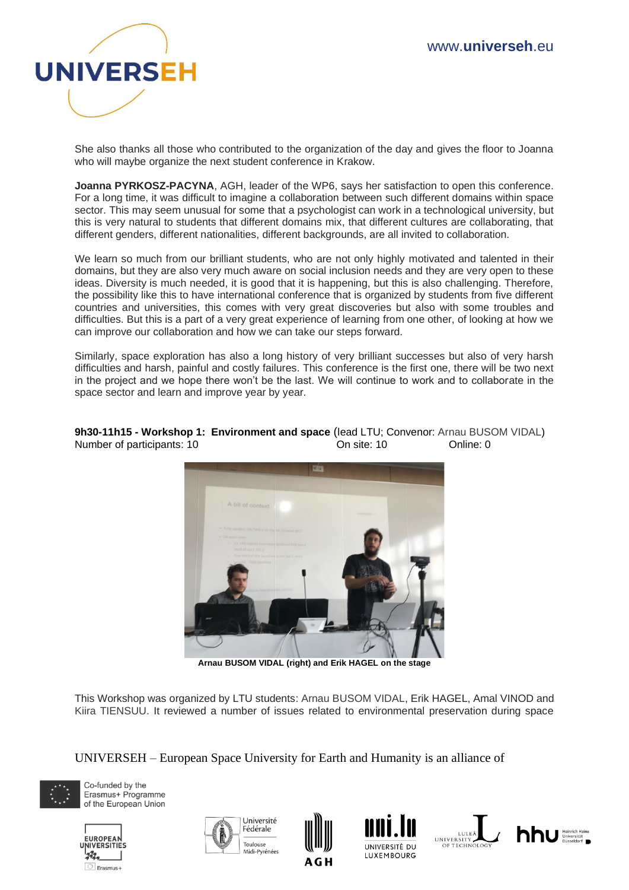She also thanks all those who contributed to the organization of the day and gives the floor to Joanna who will maybe organize the next student conference in Krakow.

**Joanna PYRKOSZ-PACYNA**, AGH, leader of the WP6, says her satisfaction to open this conference. For a long time, it was difficult to imagine a collaboration between such different domains within space sector. This may seem unusual for some that a psychologist can work in a technological university, but this is very natural to students that different domains mix, that different cultures are collaborating, that different genders, different nationalities, different backgrounds, are all invited to collaboration.

We learn so much from our brilliant students, who are not only highly motivated and talented in their domains, but they are also very much aware on social inclusion needs and they are very open to these ideas. Diversity is much needed, it is good that it is happening, but this is also challenging. Therefore, the possibility like this to have international conference that is organized by students from five different countries and universities, this comes with very great discoveries but also with some troubles and difficulties. But this is a part of a very great experience of learning from one other, of looking at how we can improve our collaboration and how we can take our steps forward.

Similarly, space exploration has also a long history of very brilliant successes but also of very harsh difficulties and harsh, painful and costly failures. This conference is the first one, there will be two next in the project and we hope there won't be the last. We will continue to work and to collaborate in the space sector and learn and improve year by year.

**9h30-11h15 - Workshop 1: Environment and space** (lead LTU; Convenor: Arnau BUSOM VIDAL)
Number of participants: 10 On site: 10 Online: 0

**Arnau BUSOM VIDAL (right) and Erik HAGEL on the stage**

This Workshop was organized by LTU students: Arnau BUSOM VIDAL, Erik HAGEL, Amal VINOD and Kiira TIENSUU. It reviewed a number of issues related to environmental preservation during space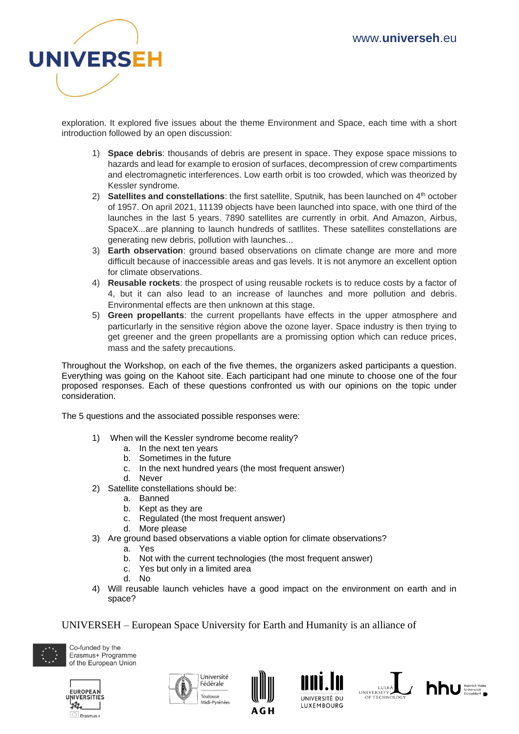exploration. It explored five issues about the theme Environment and Space, each time with a short introduction followed by an open discussion:

1) **Space debris**: thousands of debris are present in space. They expose space missions to hazards and lead for example to erosion of surfaces, decompression of crew compartiments and electromagnetic interferences. Low earth orbit is too crowded, which was theorized by Kessler syndrome.
2) **Satellites and constellations**: the first satellite, Sputnik, has been launched on 4th october of 1957. On april 2021, 11139 objects have been launched into space, with one third of the launches in the last 5 years. 7890 satellites are currently in orbit. And Amazon, Airbus, SpaceX...are planning to launch hundreds of satllites. These satellites constellations are generating new debris, pollution with launches...
3) **Earth observation**: ground based observations on climate change are more and more difficult because of inaccessible areas and gas levels. It is not anymore an excellent option for climate observations.
4) **Reusable rockets**: the prospect of using reusable rockets is to reduce costs by a factor of 4, but it can also lead to an increase of launches and more pollution and debris. Environmental effects are then unknown at this stage.
5) **Green propellants**: the current propellants have effects in the upper atmosphere and particurlarly in the sensitive région above the ozone layer. Space industry is then trying to get greener and the green propellants are a promising option which can reduce prices, mass and the safety precautions.

Throughout the Workshop, on each of the five themes, the organizers asked participants a question. Everything was going on the Kahoot site. Each participant had one minute to choose one of the four proposed responses. Each of these questions confronted us with our opinions on the topic under consideration.

The 5 questions and the associated possible responses were:

1) When will the Kessler syndrome become reality?
   a. In the next ten years
   b. Sometimes in the future
   c. In the next hundred years (the most frequent answer)
   d. Never
2) Satellite constellations should be:
   a. Banned
   b. Kept as they are
   c. Regulated (the most frequent answer)
   d. More please
3) Are ground based observations a viable option for climate observations?
   a. Yes
   b. Not with the current technologies (the most frequent answer)
   c. Yes but only in a limited area
   d. No
4) Will reusable launch vehicles have a good impact on the environment on earth and in space?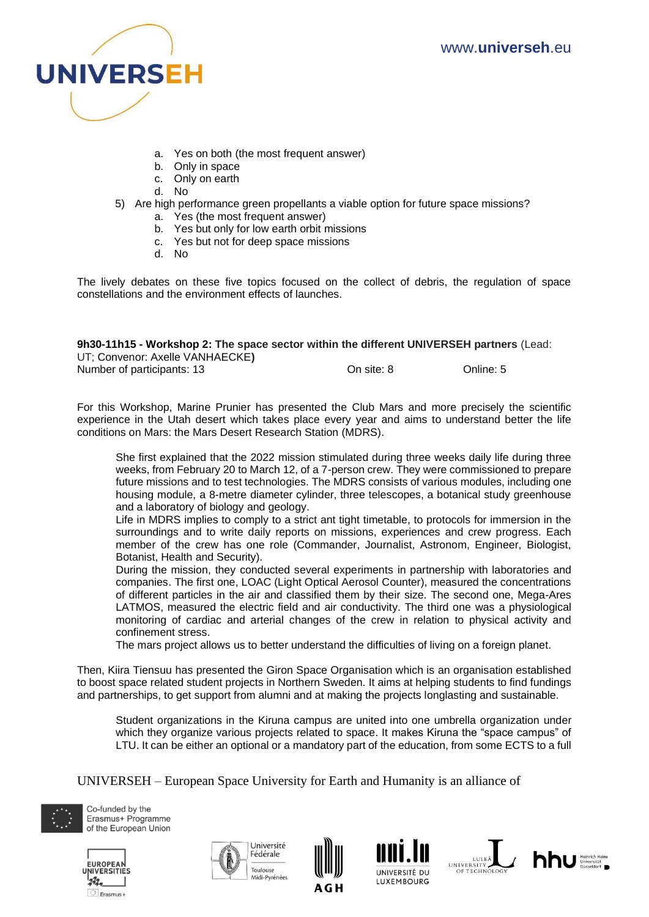a. Yes on both (the most frequent answer)
   b. Only in space
   c. Only on earth
   d. No

5) Are high performance green propellants a viable option for future space missions?
   a. Yes (the most frequent answer)
   b. Yes but only for low earth orbit missions
   c. Yes but not for deep space missions
   d. No

The lively debates on these five topics focused on the collect of debris, the regulation of space constellations and the environment effects of launches.

**9h30-11h15 - Workshop 2: The space sector within the different UNIVERSEH partners** (Lead: UT; Convenor: Axelle VANHAECKE**)**
Number of participants: 13 On site: 8 Online: 5

For this Workshop, Marine Prunier has presented the Club Mars and more precisely the scientific experience in the Utah desert which takes place every year and aims to understand better the life conditions on Mars: the Mars Desert Research Station (MDRS).

> She first explained that the 2022 mission stimulated during three weeks daily life during three weeks, from February 20 to March 12, of a 7-person crew. They were commissioned to prepare future missions and to test technologies. The MDRS consists of various modules, including one housing module, a 8-metre diameter cylinder, three telescopes, a botanical study greenhouse and a laboratory of biology and geology.
> Life in MDRS implies to comply to a strict ant tight timetable, to protocols for immersion in the surroundings and to write daily reports on missions, experiences and crew progress. Each member of the crew has one role (Commander, Journalist, Astronom, Engineer, Biologist, Botanist, Health and Security).
> During the mission, they conducted several experiments in partnership with laboratories and companies. The first one, LOAC (Light Optical Aerosol Counter), measured the concentrations of different particles in the air and classified them by their size. The second one, Mega-Ares LATMOS, measured the electric field and air conductivity. The third one was a physiological monitoring of cardiac and arterial changes of the crew in relation to physical activity and confinement stress.
> The mars project allows us to better understand the difficulties of living on a foreign planet.

Then, Kiira Tiensuu has presented the Giron Space Organisation which is an organisation established to boost space related student projects in Northern Sweden. It aims at helping students to find fundings and partnerships, to get support from alumni and at making the projects longlasting and sustainable.

> Student organizations in the Kiruna campus are united into one umbrella organization under which they organize various projects related to space. It makes Kiruna the "space campus" of LTU. It can be either an optional or a mandatory part of the education, from some ECTS to a full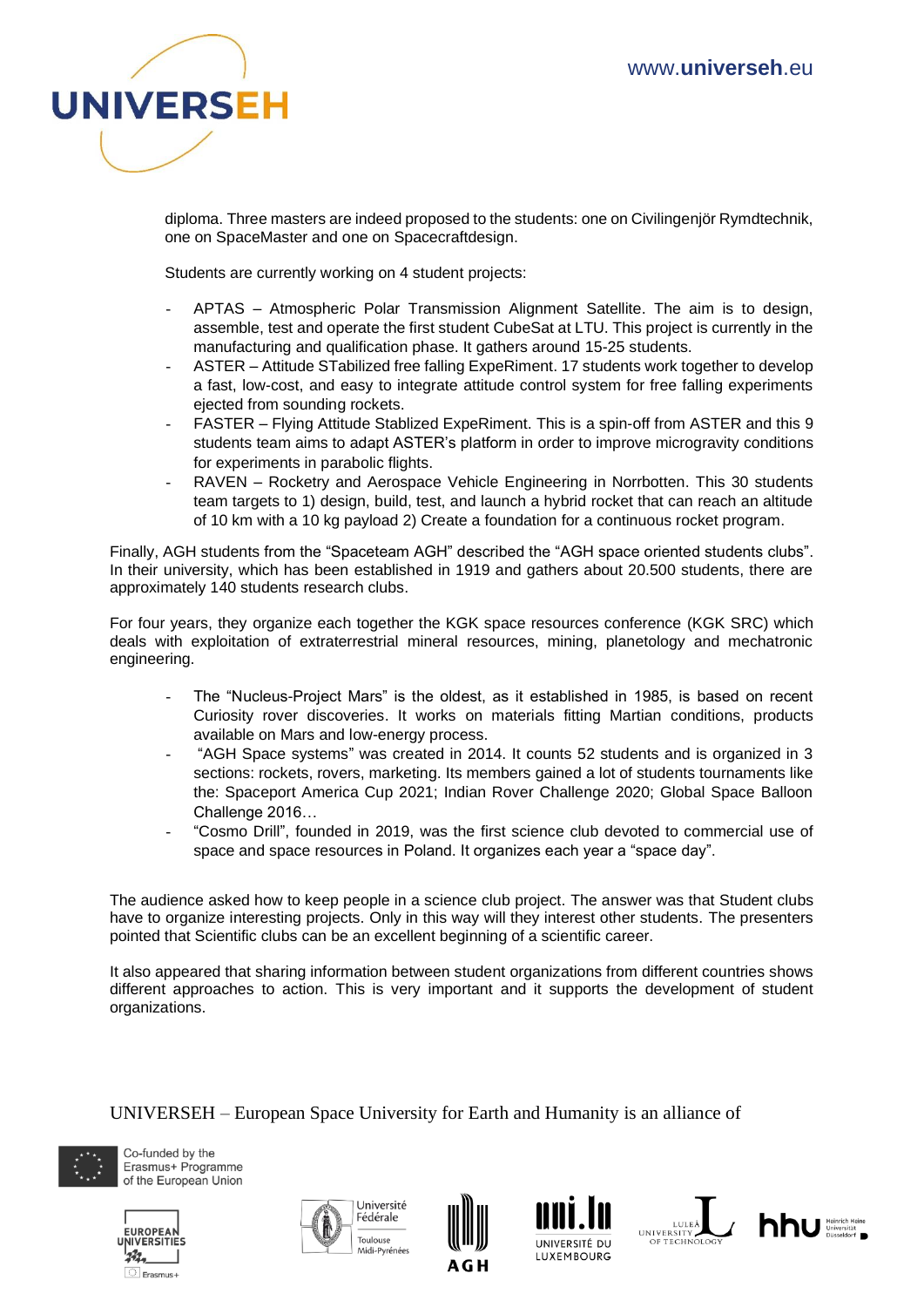diploma. Three masters are indeed proposed to the students: one on Civilingenjör Rymdtechnik, one on SpaceMaster and one on Spacecraftdesign.

Students are currently working on 4 student projects:

- APTAS – Atmospheric Polar Transmission Alignment Satellite. The aim is to design, assemble, test and operate the first student CubeSat at LTU. This project is currently in the manufacturing and qualification phase. It gathers around 15-25 students.
- ASTER – Attitude STabilized free falling ExpeRiment. 17 students work together to develop a fast, low-cost, and easy to integrate attitude control system for free falling experiments ejected from sounding rockets.
- FASTER – Flying Attitude Stablized ExpeRiment. This is a spin-off from ASTER and this 9 students team aims to adapt ASTER's platform in order to improve microgravity conditions for experiments in parabolic flights.
- RAVEN – Rocketry and Aerospace Vehicle Engineering in Norrbotten. This 30 students team targets to 1) design, build, test, and launch a hybrid rocket that can reach an altitude of 10 km with a 10 kg payload 2) Create a foundation for a continuous rocket program.

Finally, AGH students from the "Spaceteam AGH" described the "AGH space oriented students clubs". In their university, which has been established in 1919 and gathers about 20.500 students, there are approximately 140 students research clubs.

For four years, they organize each together the KGK space resources conference (KGK SRC) which deals with exploitation of extraterrestrial mineral resources, mining, planetology and mechatronic engineering.

- The "Nucleus-Project Mars" is the oldest, as it established in 1985, is based on recent Curiosity rover discoveries. It works on materials fitting Martian conditions, products available on Mars and low-energy process.
- "AGH Space systems" was created in 2014. It counts 52 students and is organized in 3 sections: rockets, rovers, marketing. Its members gained a lot of students tournaments like the: Spaceport America Cup 2021; Indian Rover Challenge 2020; Global Space Balloon Challenge 2016…
- "Cosmo Drill", founded in 2019, was the first science club devoted to commercial use of space and space resources in Poland. It organizes each year a "space day".

The audience asked how to keep people in a science club project. The answer was that Student clubs have to organize interesting projects. Only in this way will they interest other students. The presenters pointed that Scientific clubs can be an excellent beginning of a scientific career.

It also appeared that sharing information between student organizations from different countries shows different approaches to action. This is very important and it supports the development of student organizations.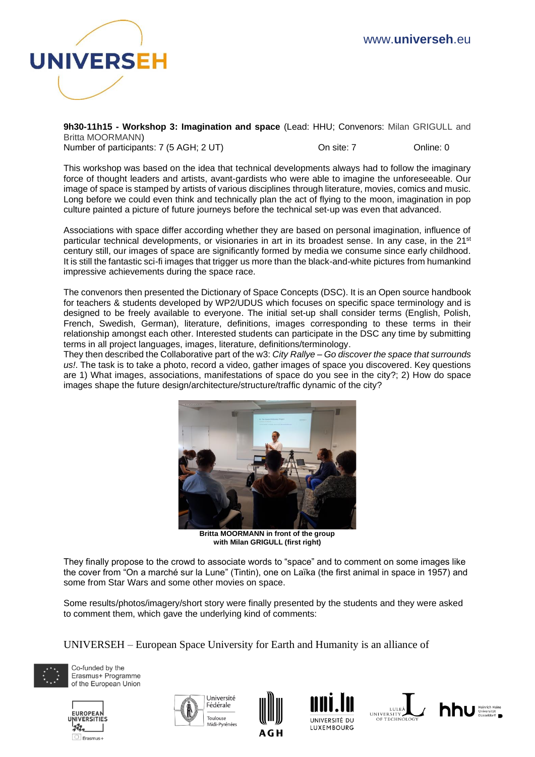**9h30-11h15 - Workshop 3: Imagination and space** (Lead: HHU; Convenors: Milan GRIGULL and Britta MOORMANN)

Number of participants: 7 (5 AGH; 2 UT) On site: 7 Online: 0

This workshop was based on the idea that technical developments always had to follow the imaginary force of thought leaders and artists, avant-gardists who were able to imagine the unforeseeable. Our image of space is stamped by artists of various disciplines through literature, movies, comics and music. Long before we could even think and technically plan the act of flying to the moon, imagination in pop culture painted a picture of future journeys before the technical set-up was even that advanced.

Associations with space differ according whether they are based on personal imagination, influence of particular technical developments, or visionaries in art in its broadest sense. In any case, in the 21st century still, our images of space are significantly formed by media we consume since early childhood. It is still the fantastic sci-fi images that trigger us more than the black-and-white pictures from humankind impressive achievements during the space race.

The convenors then presented the Dictionary of Space Concepts (DSC). It is an Open source handbook for teachers & students developed by WP2/UDUS which focuses on specific space terminology and is designed to be freely available to everyone. The initial set-up shall consider terms (English, Polish, French, Swedish, German), literature, definitions, images corresponding to these terms in their relationship amongst each other. Interested students can participate in the DSC any time by submitting terms in all project languages, images, literature, definitions/terminology.

They then described the Collaborative part of the w3: *City Rallye – Go discover the space that surrounds us!*. The task is to take a photo, record a video, gather images of space you discovered. Key questions are 1) What images, associations, manifestations of space do you see in the city?; 2) How do space images shape the future design/architecture/structure/traffic dynamic of the city?

**Britta MOORMANN in front of the group with Milan GRIGULL (first right)**

They finally propose to the crowd to associate words to "space" and to comment on some images like the cover from "On a marché sur la Lune" (Tintin), one on Laïka (the first animal in space in 1957) and some from Star Wars and some other movies on space.

Some results/photos/imagery/short story were finally presented by the students and they were asked to comment them, which gave the underlying kind of comments: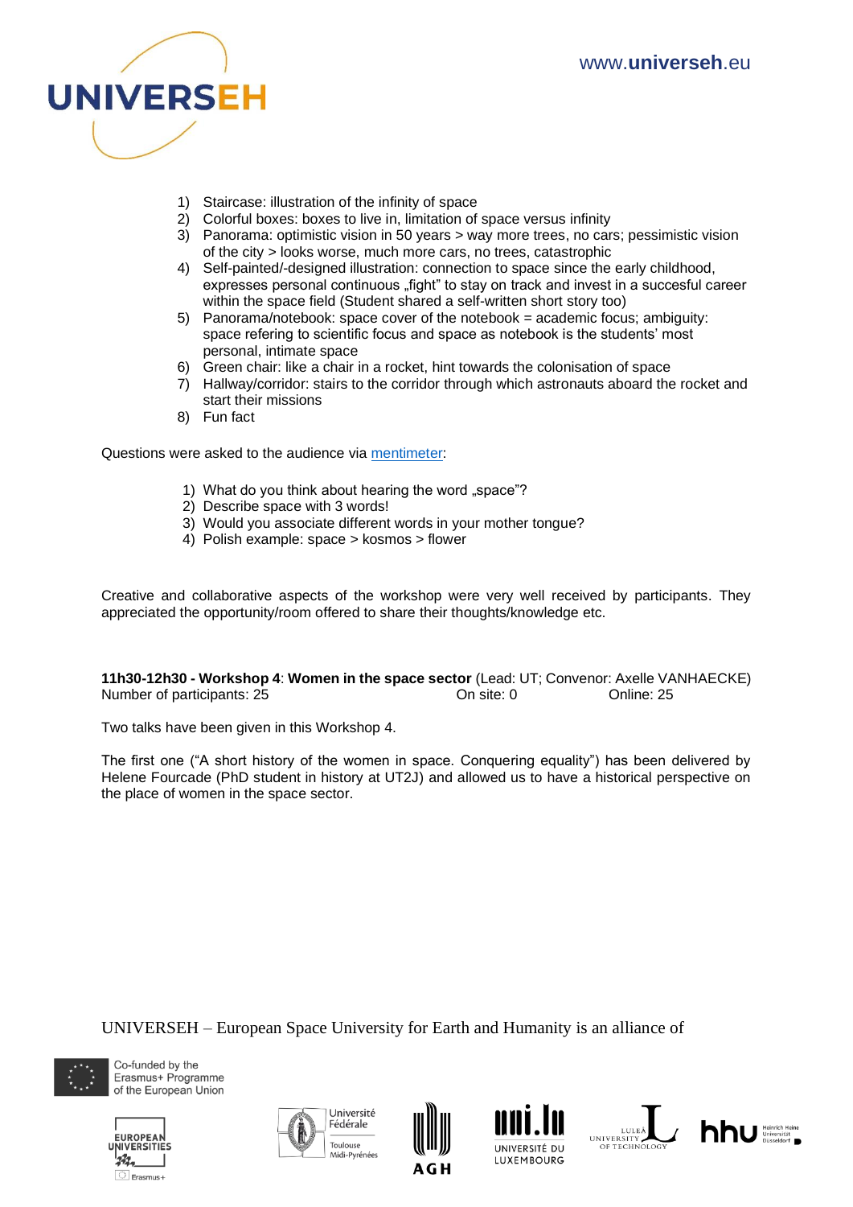1) Staircase: illustration of the infinity of space
2) Colorful boxes: boxes to live in, limitation of space versus infinity
3) Panorama: optimistic vision in 50 years > way more trees, no cars; pessimistic vision of the city > looks worse, much more cars, no trees, catastrophic
4) Self-painted/-designed illustration: connection to space since the early childhood, expresses personal continuous „fight" to stay on track and invest in a succesful career within the space field (Student shared a self-written short story too)
5) Panorama/notebook: space cover of the notebook = academic focus; ambiguity: space refering to scientific focus and space as notebook is the students' most personal, intimate space
6) Green chair: like a chair in a rocket, hint towards the colonisation of space
7) Hallway/corridor: stairs to the corridor through which astronauts aboard the rocket and start their missions
8) Fun fact

Questions were asked to the audience via mentimeter:

1) What do you think about hearing the word „space"?
2) Describe space with 3 words!
3) Would you associate different words in your mother tongue?
4) Polish example: space > kosmos > flower

Creative and collaborative aspects of the workshop were very well received by participants. They appreciated the opportunity/room offered to share their thoughts/knowledge etc.

**11h30-12h30 - Workshop 4**: **Women in the space sector** (Lead: UT; Convenor: Axelle VANHAECKE)
Number of participants: 25 On site: 0 Online: 25

Two talks have been given in this Workshop 4.

The first one ("A short history of the women in space. Conquering equality") has been delivered by Helene Fourcade (PhD student in history at UT2J) and allowed us to have a historical perspective on the place of women in the space sector.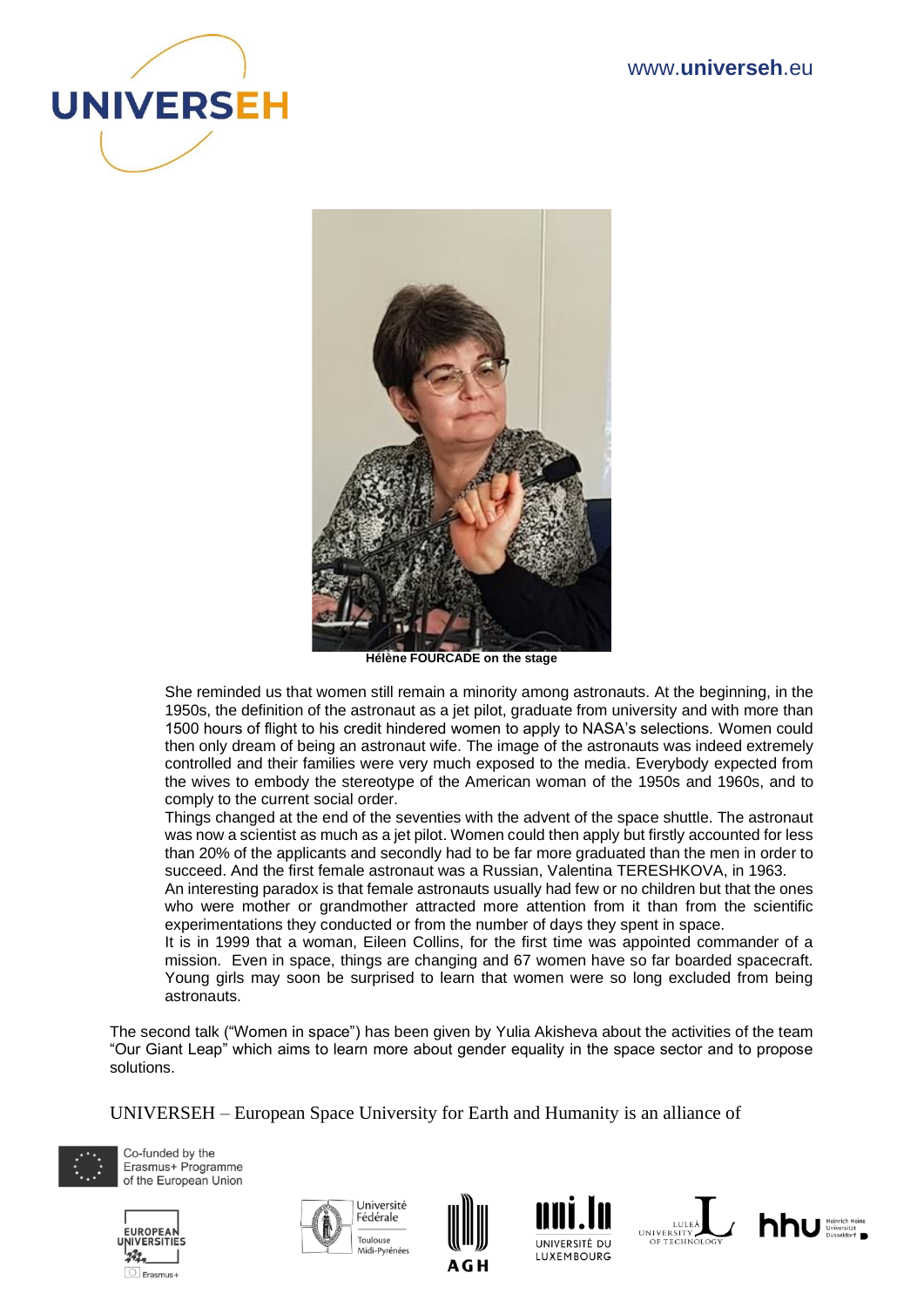**Hélène FOURCADE on the stage**

She reminded us that women still remain a minority among astronauts. At the beginning, in the 1950s, the definition of the astronaut as a jet pilot, graduate from university and with more than 1500 hours of flight to his credit hindered women to apply to NASA's selections. Women could then only dream of being an astronaut wife. The image of the astronauts was indeed extremely controlled and their families were very much exposed to the media. Everybody expected from the wives to embody the stereotype of the American woman of the 1950s and 1960s, and to comply to the current social order.

Things changed at the end of the seventies with the advent of the space shuttle. The astronaut was now a scientist as much as a jet pilot. Women could then apply but firstly accounted for less than 20% of the applicants and secondly had to be far more graduated than the men in order to succeed. And the first female astronaut was a Russian, Valentina TERESHKOVA, in 1963.

An interesting paradox is that female astronauts usually had few or no children but that the ones who were mother or grandmother attracted more attention from it than from the scientific experimentations they conducted or from the number of days they spent in space.

It is in 1999 that a woman, Eileen Collins, for the first time was appointed commander of a mission. Even in space, things are changing and 67 women have so far boarded spacecraft. Young girls may soon be surprised to learn that women were so long excluded from being astronauts.

The second talk ("Women in space") has been given by Yulia Akisheva about the activities of the team "Our Giant Leap" which aims to learn more about gender equality in the space sector and to propose solutions.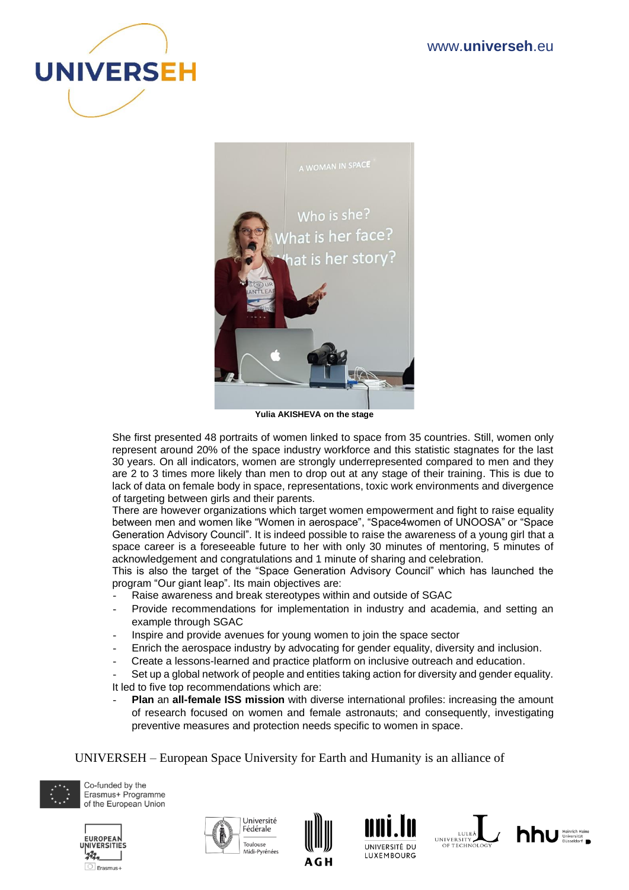Yulia AKISHEVA on the stage

She first presented 48 portraits of women linked to space from 35 countries. Still, women only represent around 20% of the space industry workforce and this statistic stagnates for the last 30 years. On all indicators, women are strongly underrepresented compared to men and they are 2 to 3 times more likely than men to drop out at any stage of their training. This is due to lack of data on female body in space, representations, toxic work environments and divergence of targeting between girls and their parents.

There are however organizations which target women empowerment and fight to raise equality between men and women like "Women in aerospace", "Space4women of UNOOSA" or "Space Generation Advisory Council". It is indeed possible to raise the awareness of a young girl that a space career is a foreseeable future to her with only 30 minutes of mentoring, 5 minutes of acknowledgement and congratulations and 1 minute of sharing and celebration.

This is also the target of the "Space Generation Advisory Council" which has launched the program "Our giant leap". Its main objectives are:

- Raise awareness and break stereotypes within and outside of SGAC
- Provide recommendations for implementation in industry and academia, and setting an example through SGAC
- Inspire and provide avenues for young women to join the space sector
- Enrich the aerospace industry by advocating for gender equality, diversity and inclusion.
- Create a lessons-learned and practice platform on inclusive outreach and education.
- Set up a global network of people and entities taking action for diversity and gender equality.

It led to five top recommendations which are:

- **Plan** an **all-female ISS mission** with diverse international profiles: increasing the amount of research focused on women and female astronauts; and consequently, investigating preventive measures and protection needs specific to women in space.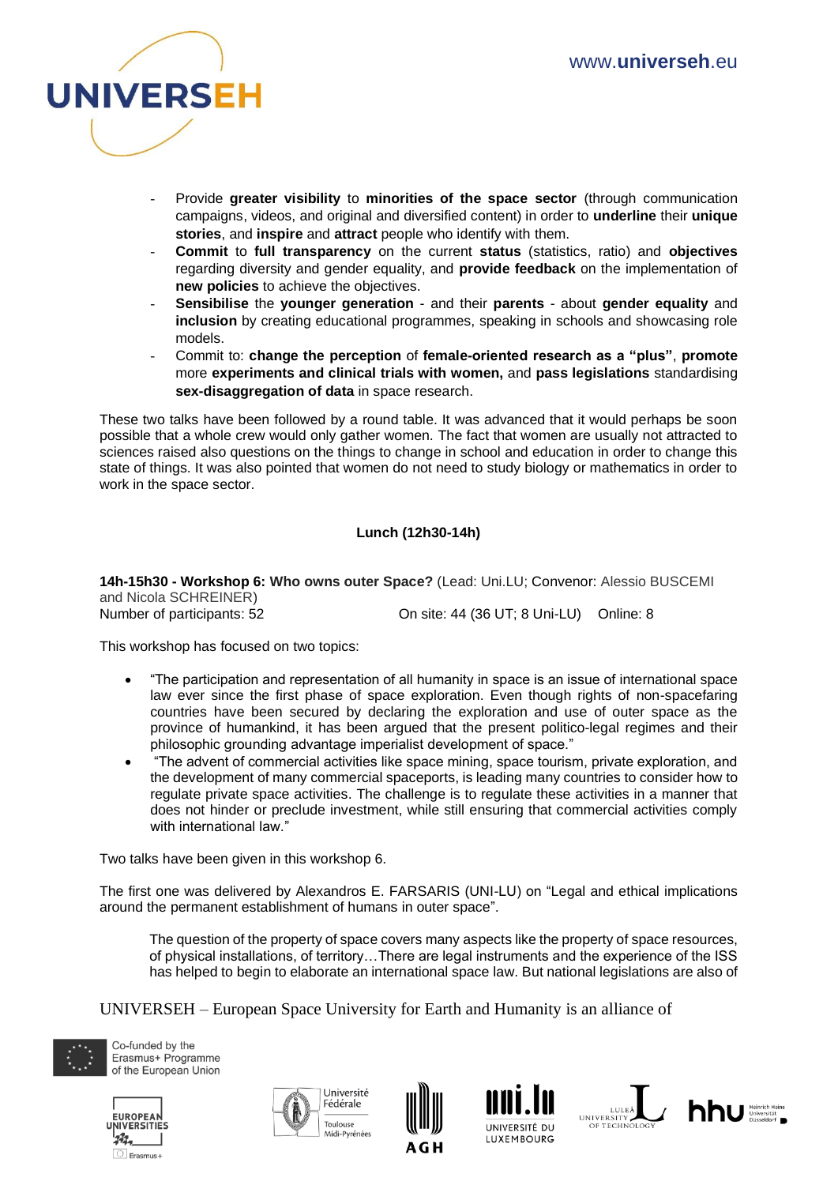- Provide **greater visibility** to **minorities of the space sector** (through communication campaigns, videos, and original and diversified content) in order to **underline** their **unique stories**, and **inspire** and **attract** people who identify with them.
- **Commit** to **full transparency** on the current **status** (statistics, ratio) and **objectives** regarding diversity and gender equality, and **provide feedback** on the implementation of **new policies** to achieve the objectives.
- **Sensibilise** the **younger generation** - and their **parents** - about **gender equality** and **inclusion** by creating educational programmes, speaking in schools and showcasing role models.
- Commit to: **change the perception** of **female-oriented research as a "plus"**, **promote** more **experiments and clinical trials with women,** and **pass legislations** standardising **sex-disaggregation of data** in space research.

These two talks have been followed by a round table. It was advanced that it would perhaps be soon possible that a whole crew would only gather women. The fact that women are usually not attracted to sciences raised also questions on the things to change in school and education in order to change this state of things. It was also pointed that women do not need to study biology or mathematics in order to work in the space sector.

**Lunch (12h30-14h)**

**14h-15h30 - Workshop 6: Who owns outer Space?** (Lead: Uni.LU; Convenor: Alessio BUSCEMI and Nicola SCHREINER)
Number of participants: 52 On site: 44 (36 UT; 8 Uni-LU) Online: 8

This workshop has focused on two topics:

- "The participation and representation of all humanity in space is an issue of international space law ever since the first phase of space exploration. Even though rights of non-spacefaring countries have been secured by declaring the exploration and use of outer space as the province of humankind, it has been argued that the present politico-legal regimes and their philosophic grounding advantage imperialist development of space."
- "The advent of commercial activities like space mining, space tourism, private exploration, and the development of many commercial spaceports, is leading many countries to consider how to regulate private space activities. The challenge is to regulate these activities in a manner that does not hinder or preclude investment, while still ensuring that commercial activities comply with international law."

Two talks have been given in this workshop 6.

The first one was delivered by Alexandros E. FARSARIS (UNI-LU) on "Legal and ethical implications around the permanent establishment of humans in outer space".

> The question of the property of space covers many aspects like the property of space resources, of physical installations, of territory…There are legal instruments and the experience of the ISS has helped to begin to elaborate an international space law. But national legislations are also of

UNIVERSEH – European Space University for Earth and Humanity is an alliance of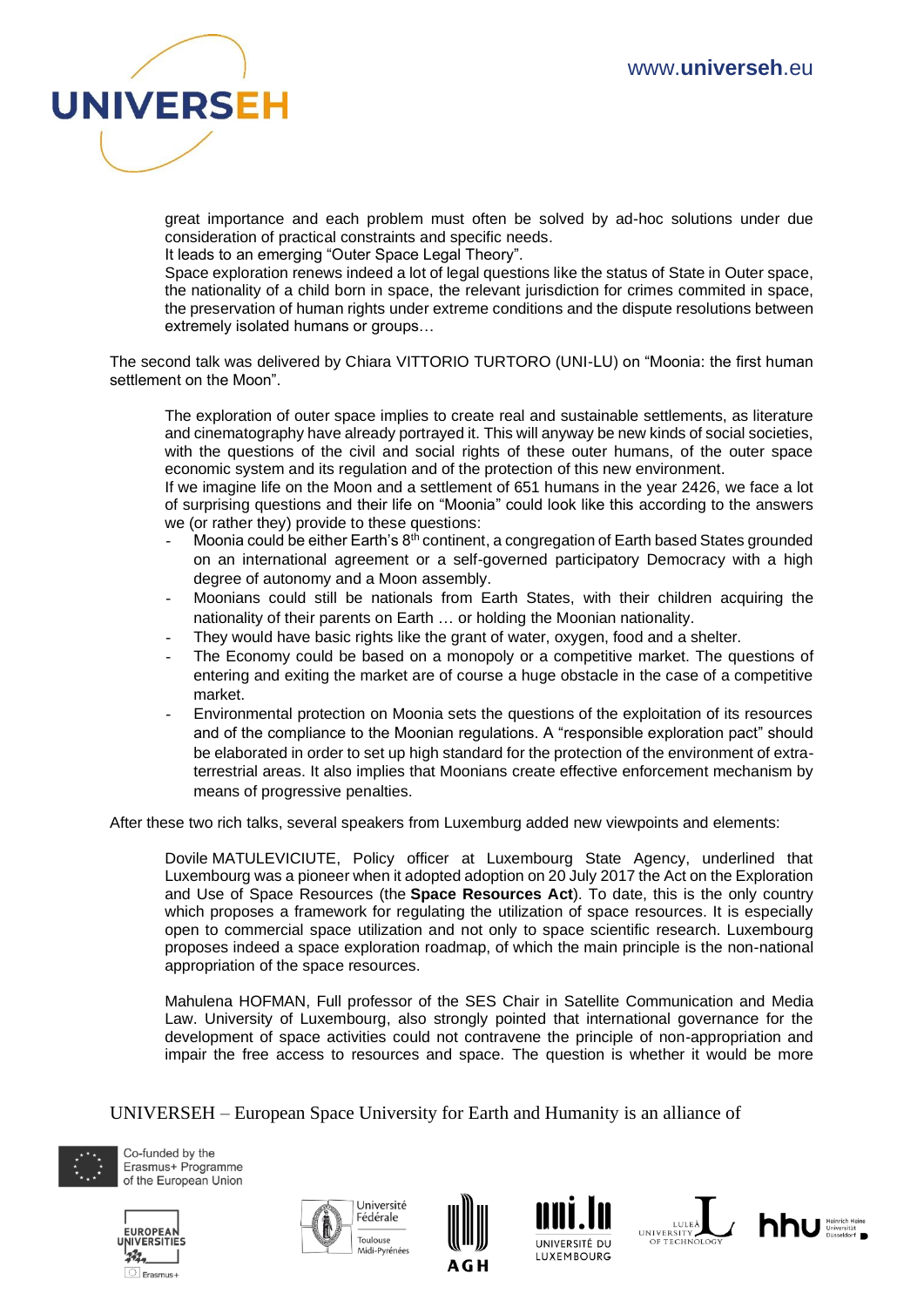great importance and each problem must often be solved by ad-hoc solutions under due consideration of practical constraints and specific needs.
It leads to an emerging “Outer Space Legal Theory”.
Space exploration renews indeed a lot of legal questions like the status of State in Outer space, the nationality of a child born in space, the relevant jurisdiction for crimes commited in space, the preservation of human rights under extreme conditions and the dispute resolutions between extremely isolated humans or groups…

The second talk was delivered by Chiara VITTORIO TURTORO (UNI-LU) on “Moonia: the first human settlement on the Moon”.

The exploration of outer space implies to create real and sustainable settlements, as literature and cinematography have already portrayed it. This will anyway be new kinds of social societies, with the questions of the civil and social rights of these outer humans, of the outer space economic system and its regulation and of the protection of this new environment.
If we imagine life on the Moon and a settlement of 651 humans in the year 2426, we face a lot of surprising questions and their life on “Moonia” could look like this according to the answers we (or rather they) provide to these questions:

- Moonia could be either Earth’s 8th continent, a congregation of Earth based States grounded on an international agreement or a self-governed participatory Democracy with a high degree of autonomy and a Moon assembly.
- Moonians could still be nationals from Earth States, with their children acquiring the nationality of their parents on Earth … or holding the Moonian nationality.
- They would have basic rights like the grant of water, oxygen, food and a shelter.
- The Economy could be based on a monopoly or a competitive market. The questions of entering and exiting the market are of course a huge obstacle in the case of a competitive market.
- Environmental protection on Moonia sets the questions of the exploitation of its resources and of the compliance to the Moonian regulations. A “responsible exploration pact” should be elaborated in order to set up high standard for the protection of the environment of extra-terrestrial areas. It also implies that Moonians create effective enforcement mechanism by means of progressive penalties.

After these two rich talks, several speakers from Luxemburg added new viewpoints and elements:

Dovile MATULEVICIUTE, Policy officer at Luxembourg State Agency, underlined that Luxembourg was a pioneer when it adopted adoption on 20 July 2017 the Act on the Exploration and Use of Space Resources (the **Space Resources Act**). To date, this is the only country which proposes a framework for regulating the utilization of space resources. It is especially open to commercial space utilization and not only to space scientific research. Luxembourg proposes indeed a space exploration roadmap, of which the main principle is the non-national appropriation of the space resources.

Mahulena HOFMAN, Full professor of the SES Chair in Satellite Communication and Media Law. University of Luxembourg, also strongly pointed that international governance for the development of space activities could not contravene the principle of non-appropriation and impair the free access to resources and space. The question is whether it would be more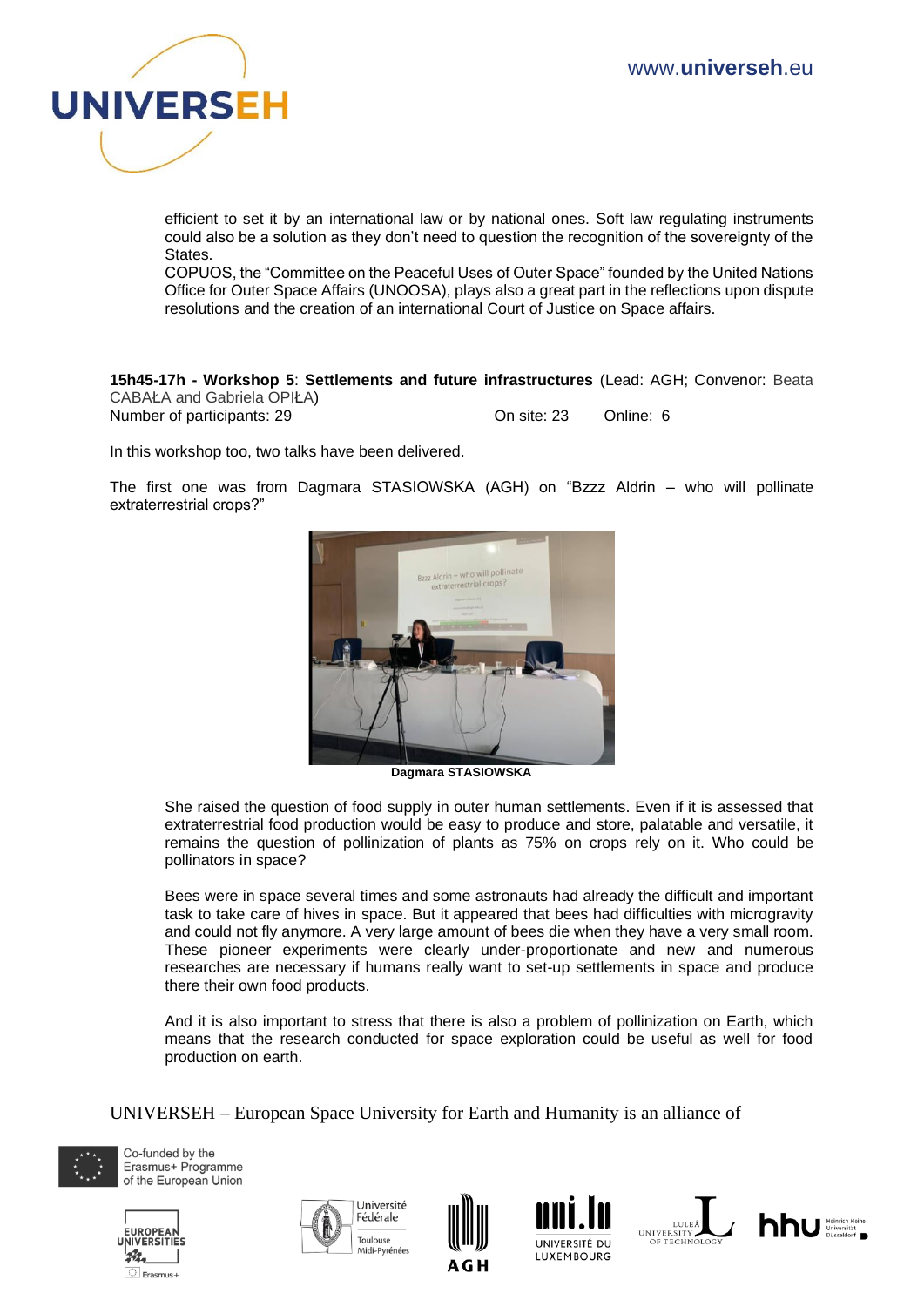efficient to set it by an international law or by national ones. Soft law regulating instruments could also be a solution as they don't need to question the recognition of the sovereignty of the States.
COPUOS, the "Committee on the Peaceful Uses of Outer Space" founded by the United Nations Office for Outer Space Affairs (UNOOSA), plays also a great part in the reflections upon dispute resolutions and the creation of an international Court of Justice on Space affairs.

**15h45-17h - Workshop 5**: **Settlements and future infrastructures** (Lead: AGH; Convenor: Beata CABAŁA and Gabriela OPIŁA)
Number of participants: 29 On site: 23 Online: 6

In this workshop too, two talks have been delivered.

The first one was from Dagmara STASIOWSKA (AGH) on "Bzzz Aldrin – who will pollinate extraterrestrial crops?"

**Dagmara STASIOWSKA**

She raised the question of food supply in outer human settlements. Even if it is assessed that extraterrestrial food production would be easy to produce and store, palatable and versatile, it remains the question of pollinization of plants as 75% on crops rely on it. Who could be pollinators in space?

Bees were in space several times and some astronauts had already the difficult and important task to take care of hives in space. But it appeared that bees had difficulties with microgravity and could not fly anymore. A very large amount of bees die when they have a very small room. These pioneer experiments were clearly under-proportionate and new and numerous researches are necessary if humans really want to set-up settlements in space and produce there their own food products.

And it is also important to stress that there is also a problem of pollinization on Earth, which means that the research conducted for space exploration could be useful as well for food production on earth.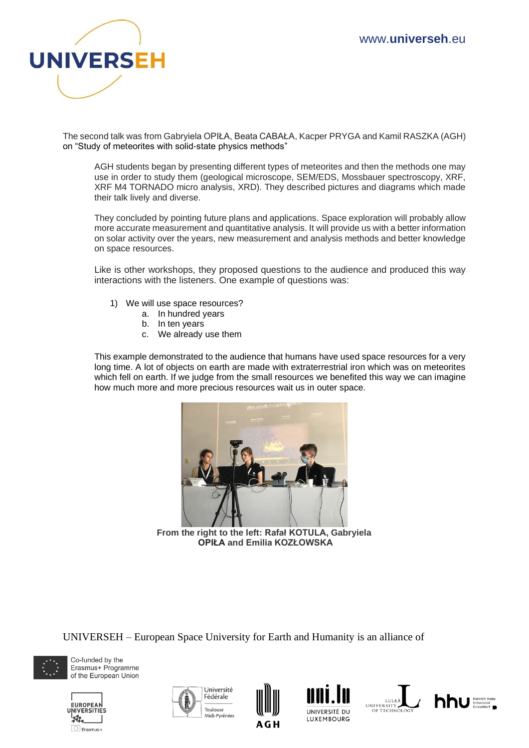The second talk was from Gabryiela OPIŁA, Beata CABAŁA, Kacper PRYGA and Kamil RASZKA (AGH) on "Study of meteorites with solid-state physics methods"

AGH students began by presenting different types of meteorites and then the methods one may use in order to study them (geological microscope, SEM/EDS, Mossbauer spectroscopy, XRF, XRF M4 TORNADO micro analysis, XRD). They described pictures and diagrams which made their talk lively and diverse.

They concluded by pointing future plans and applications. Space exploration will probably allow more accurate measurement and quantitative analysis. It will provide us with a better information on solar activity over the years, new measurement and analysis methods and better knowledge on space resources.

Like is other workshops, they proposed questions to the audience and produced this way interactions with the listeners. One example of questions was:

1) We will use space resources?
   a. In hundred years
   b. In ten years
   c. We already use them

This example demonstrated to the audience that humans have used space resources for a very long time. A lot of objects on earth are made with extraterrestrial iron which was on meteorites which fell on earth. If we judge from the small resources we benefited this way we can imagine how much more and more precious resources wait us in outer space.

**From the right to the left: Rafał KOTULA, Gabryiela OPIŁA and Emilia KOZŁOWSKA**

UNIVERSEH – European Space University for Earth and Humanity is an alliance of

Co-funded by the Erasmus+ Programme of the European Union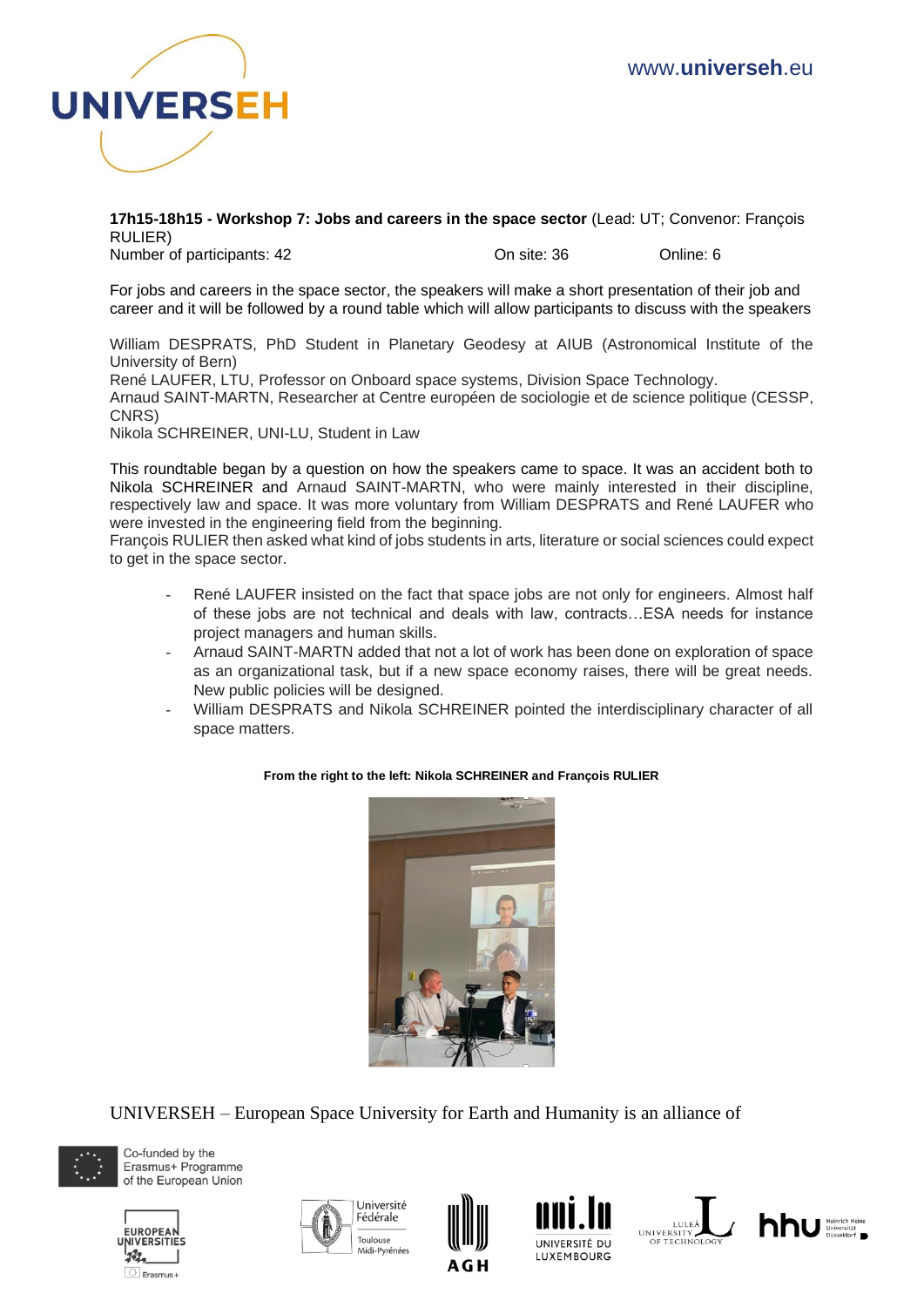**17h15-18h15 - Workshop 7: Jobs and careers in the space sector** (Lead: UT; Convenor: François RULIER)

Number of participants: 42 On site: 36 Online: 6

For jobs and careers in the space sector, the speakers will make a short presentation of their job and career and it will be followed by a round table which will allow participants to discuss with the speakers

William DESPRATS, PhD Student in Planetary Geodesy at AIUB (Astronomical Institute of the University of Bern)
René LAUFER, LTU, Professor on Onboard space systems, Division Space Technology.
Arnaud SAINT-MARTN, Researcher at Centre européen de sociologie et de science politique (CESSP, CNRS)
Nikola SCHREINER, UNI-LU, Student in Law

This roundtable began by a question on how the speakers came to space. It was an accident both to Nikola SCHREINER and Arnaud SAINT-MARTN, who were mainly interested in their discipline, respectively law and space. It was more voluntary from William DESPRATS and René LAUFER who were invested in the engineering field from the beginning.
François RULIER then asked what kind of jobs students in arts, literature or social sciences could expect to get in the space sector.

- René LAUFER insisted on the fact that space jobs are not only for engineers. Almost half of these jobs are not technical and deals with law, contracts…ESA needs for instance project managers and human skills.
- Arnaud SAINT-MARTN added that not a lot of work has been done on exploration of space as an organizational task, but if a new space economy raises, there will be great needs. New public policies will be designed.
- William DESPRATS and Nikola SCHREINER pointed the interdisciplinary character of all space matters.

**From the right to the left: Nikola SCHREINER and François RULIER**

UNIVERSEH – European Space University for Earth and Humanity is an alliance of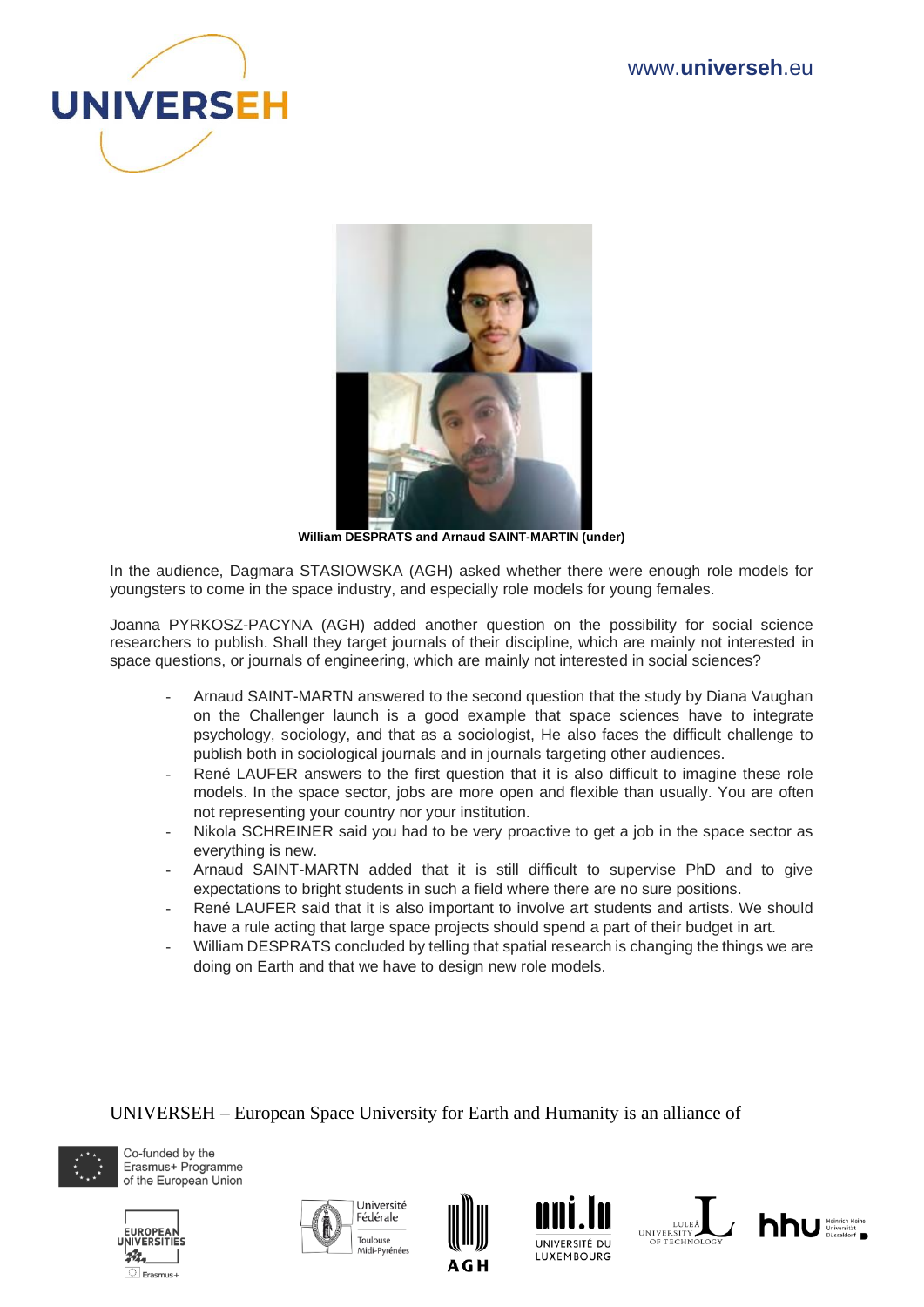**William DESPRATS and Arnaud SAINT-MARTIN (under)**

In the audience, Dagmara STASIOWSKA (AGH) asked whether there were enough role models for youngsters to come in the space industry, and especially role models for young females.

Joanna PYRKOSZ-PACYNA (AGH) added another question on the possibility for social science researchers to publish. Shall they target journals of their discipline, which are mainly not interested in space questions, or journals of engineering, which are mainly not interested in social sciences?

- Arnaud SAINT-MARTN answered to the second question that the study by Diana Vaughan on the Challenger launch is a good example that space sciences have to integrate psychology, sociology, and that as a sociologist, He also faces the difficult challenge to publish both in sociological journals and in journals targeting other audiences.
- René LAUFER answers to the first question that it is also difficult to imagine these role models. In the space sector, jobs are more open and flexible than usually. You are often not representing your country nor your institution.
- Nikola SCHREINER said you had to be very proactive to get a job in the space sector as everything is new.
- Arnaud SAINT-MARTN added that it is still difficult to supervise PhD and to give expectations to bright students in such a field where there are no sure positions.
- René LAUFER said that it is also important to involve art students and artists. We should have a rule acting that large space projects should spend a part of their budget in art.
- William DESPRATS concluded by telling that spatial research is changing the things we are doing on Earth and that we have to design new role models.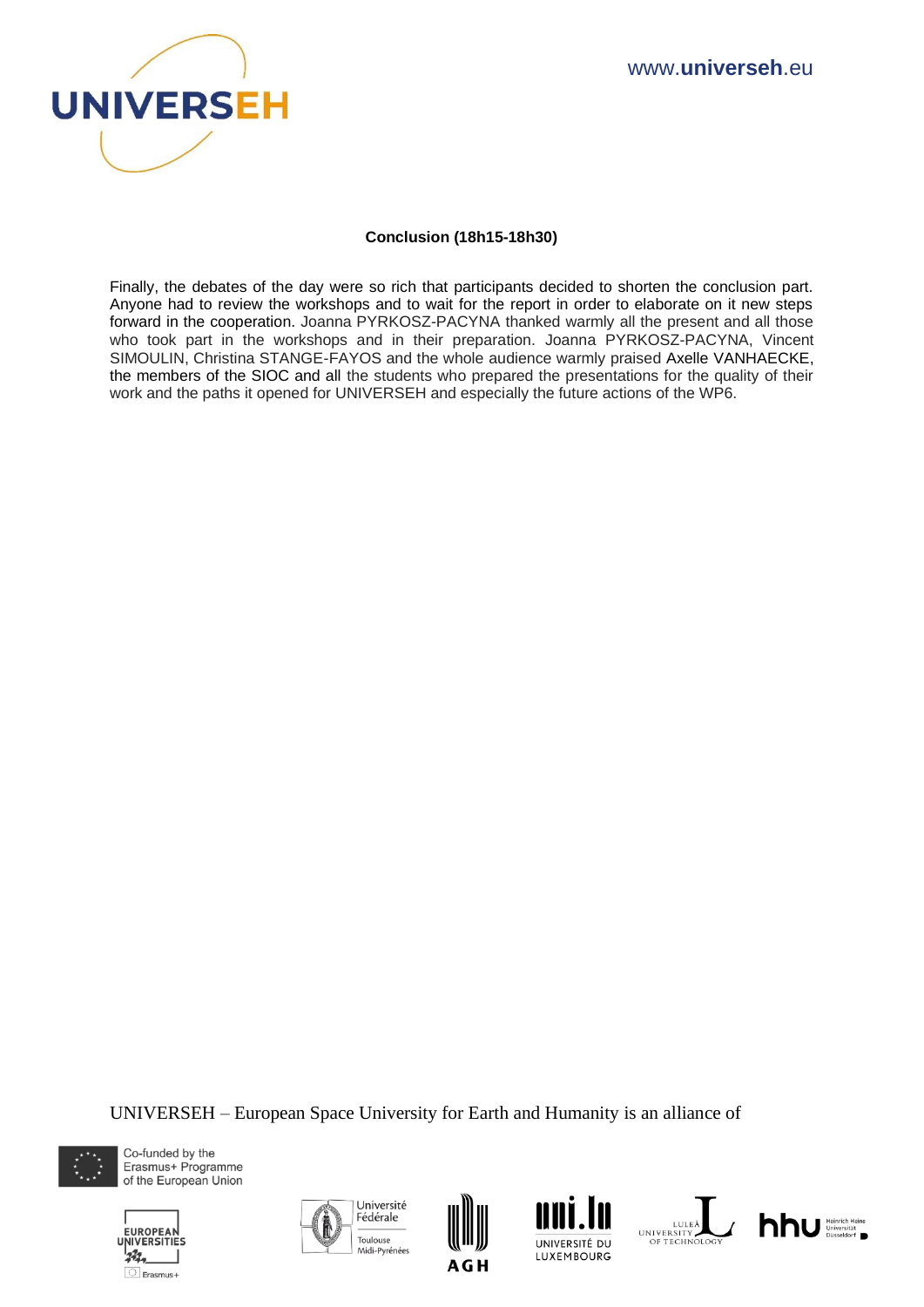**Conclusion (18h15-18h30)**

Finally, the debates of the day were so rich that participants decided to shorten the conclusion part. Anyone had to review the workshops and to wait for the report in order to elaborate on it new steps forward in the cooperation. Joanna PYRKOSZ-PACYNA thanked warmly all the present and all those who took part in the workshops and in their preparation. Joanna PYRKOSZ-PACYNA, Vincent SIMOULIN, Christina STANGE-FAYOS and the whole audience warmly praised Axelle VANHAECKE, the members of the SIOC and all the students who prepared the presentations for the quality of their work and the paths it opened for UNIVERSEH and especially the future actions of the WP6.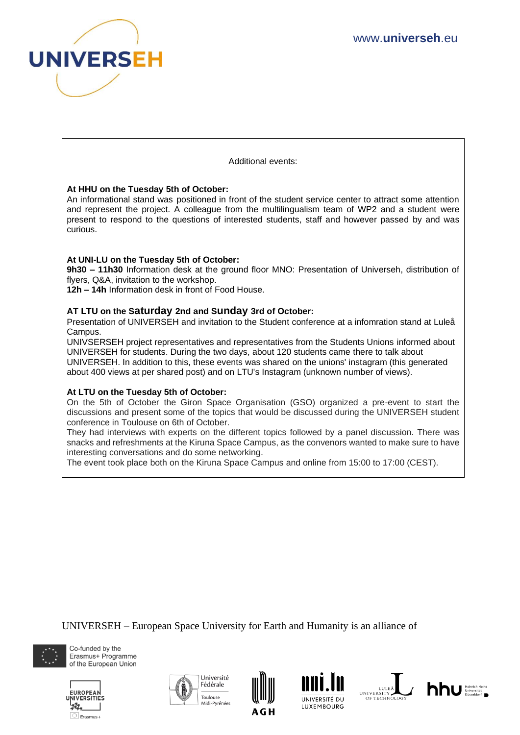Additional events:

**At HHU on the Tuesday 5th of October:**
An informational stand was positioned in front of the student service center to attract some attention and represent the project. A colleague from the multilingualism team of WP2 and a student were present to respond to the questions of interested students, staff and however passed by and was curious.

**At UNI-LU on the Tuesday 5th of October:**
**9h30 – 11h30** Information desk at the ground floor MNO: Presentation of Universeh, distribution of flyers, Q&A, invitation to the workshop.
**12h – 14h** Information desk in front of Food House.

**AT LTU on the Saturday 2nd and Sunday 3rd of October:**
Presentation of UNIVERSEH and invitation to the Student conference at a infomration stand at Luleå Campus.
UNIVSERSEH project representatives and representatives from the Students Unions informed about UNIVERSEH for students. During the two days, about 120 students came there to talk about UNIVERSEH. In addition to this, these events was shared on the unions' instagram (this generated about 400 views at per shared post) and on LTU's Instagram (unknown number of views).

**At LTU on the Tuesday 5th of October:**
On the 5th of October the Giron Space Organisation (GSO) organized a pre-event to start the discussions and present some of the topics that would be discussed during the UNIVERSEH student conference in Toulouse on 6th of October.
They had interviews with experts on the different topics followed by a panel discussion. There was snacks and refreshments at the Kiruna Space Campus, as the convenors wanted to make sure to have interesting conversations and do some networking.
The event took place both on the Kiruna Space Campus and online from 15:00 to 17:00 (CEST).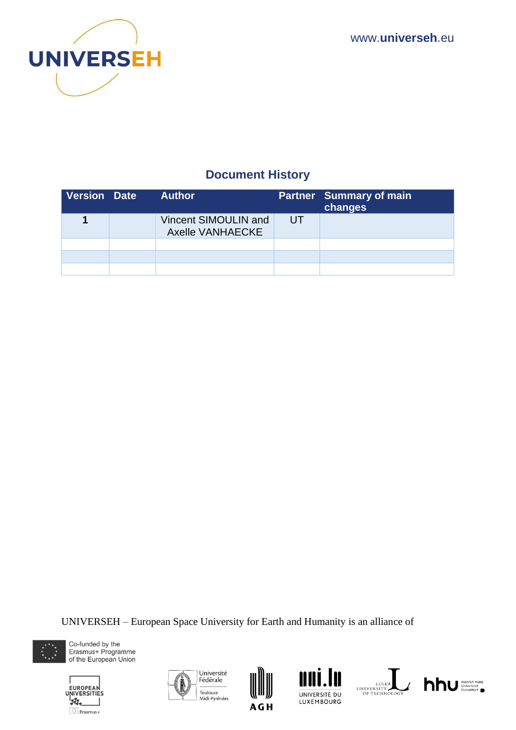## Document History

| Version | Date | Author | Partner | Summary of main changes |
|---|---|---|---|---|
| **1** | | Vincent SIMOULIN and Axelle VANHAECKE | UT | |
| | | | | |
| | | | | |
| | | | | |

UNIVERSEH – European Space University for Earth and Humanity is an alliance of